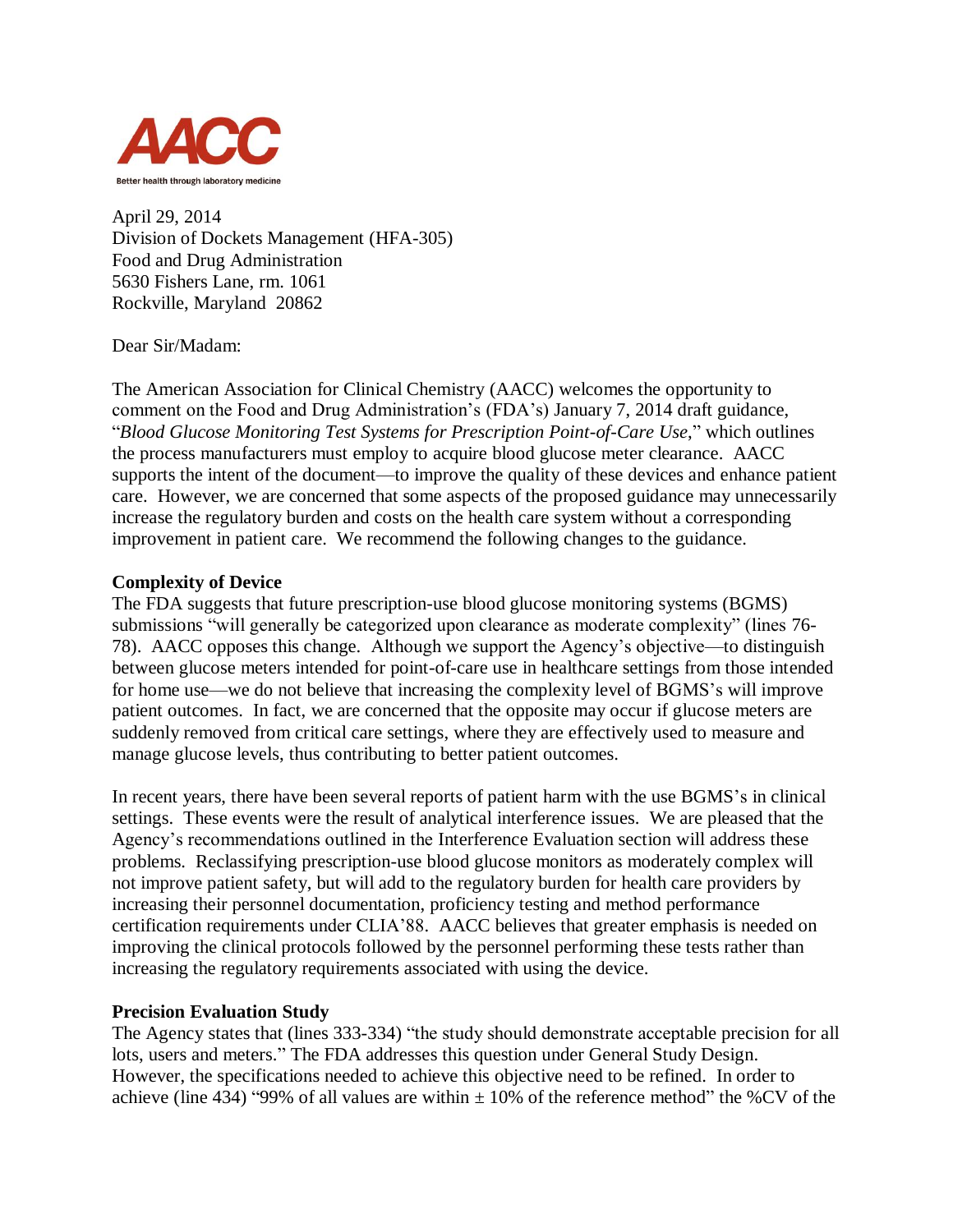AACC

Better health through laboratory medicine

April 29, 2014
Division of Dockets Management (HFA-305)
Food and Drug Administration
5630 Fishers Lane, rm. 1061
Rockville, Maryland 20862

Dear Sir/Madam:

The American Association for Clinical Chemistry (AACC) welcomes the opportunity to comment on the Food and Drug Administration's (FDA's) January 7, 2014 draft guidance, "*Blood Glucose Monitoring Test Systems for Prescription Point-of-Care Use*," which outlines the process manufacturers must employ to acquire blood glucose meter clearance. AACC supports the intent of the document—to improve the quality of these devices and enhance patient care. However, we are concerned that some aspects of the proposed guidance may unnecessarily increase the regulatory burden and costs on the health care system without a corresponding improvement in patient care. We recommend the following changes to the guidance.

**Complexity of Device**

The FDA suggests that future prescription-use blood glucose monitoring systems (BGMS) submissions "will generally be categorized upon clearance as moderate complexity" (lines 76-78). AACC opposes this change. Although we support the Agency's objective—to distinguish between glucose meters intended for point-of-care use in healthcare settings from those intended for home use—we do not believe that increasing the complexity level of BGMS's will improve patient outcomes. In fact, we are concerned that the opposite may occur if glucose meters are suddenly removed from critical care settings, where they are effectively used to measure and manage glucose levels, thus contributing to better patient outcomes.

In recent years, there have been several reports of patient harm with the use BGMS's in clinical settings. These events were the result of analytical interference issues. We are pleased that the Agency's recommendations outlined in the Interference Evaluation section will address these problems. Reclassifying prescription-use blood glucose monitors as moderately complex will not improve patient safety, but will add to the regulatory burden for health care providers by increasing their personnel documentation, proficiency testing and method performance certification requirements under CLIA'88. AACC believes that greater emphasis is needed on improving the clinical protocols followed by the personnel performing these tests rather than increasing the regulatory requirements associated with using the device.

**Precision Evaluation Study**

The Agency states that (lines 333-334) "the study should demonstrate acceptable precision for all lots, users and meters." The FDA addresses this question under General Study Design. However, the specifications needed to achieve this objective need to be refined. In order to achieve (line 434) "99% of all values are within ± 10% of the reference method" the %CV of the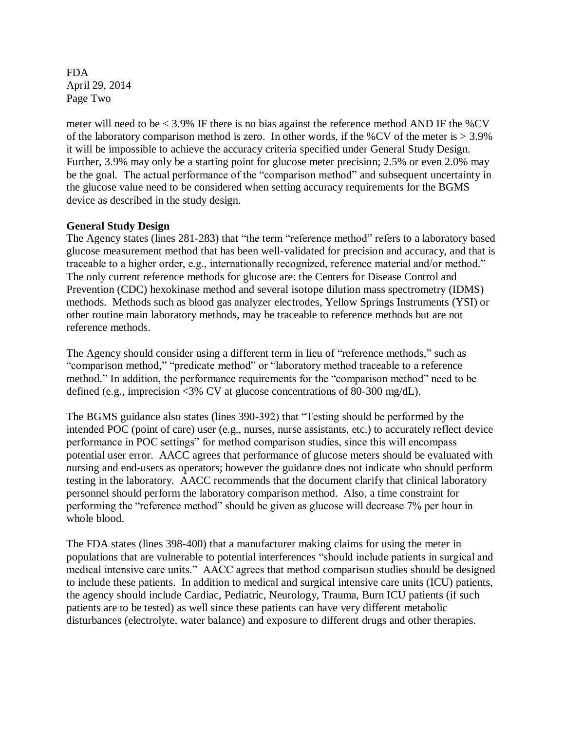meter will need to be < 3.9% IF there is no bias against the reference method AND IF the %CV of the laboratory comparison method is zero. In other words, if the %CV of the meter is > 3.9% it will be impossible to achieve the accuracy criteria specified under General Study Design. Further, 3.9% may only be a starting point for glucose meter precision; 2.5% or even 2.0% may be the goal. The actual performance of the "comparison method" and subsequent uncertainty in the glucose value need to be considered when setting accuracy requirements for the BGMS device as described in the study design.

**General Study Design**

The Agency states (lines 281-283) that "the term "reference method" refers to a laboratory based glucose measurement method that has been well-validated for precision and accuracy, and that is traceable to a higher order, e.g., internationally recognized, reference material and/or method." The only current reference methods for glucose are: the Centers for Disease Control and Prevention (CDC) hexokinase method and several isotope dilution mass spectrometry (IDMS) methods. Methods such as blood gas analyzer electrodes, Yellow Springs Instruments (YSI) or other routine main laboratory methods, may be traceable to reference methods but are not reference methods.

The Agency should consider using a different term in lieu of "reference methods," such as "comparison method," "predicate method" or "laboratory method traceable to a reference method." In addition, the performance requirements for the "comparison method" need to be defined (e.g., imprecision <3% CV at glucose concentrations of 80-300 mg/dL).

The BGMS guidance also states (lines 390-392) that "Testing should be performed by the intended POC (point of care) user (e.g., nurses, nurse assistants, etc.) to accurately reflect device performance in POC settings" for method comparison studies, since this will encompass potential user error. AACC agrees that performance of glucose meters should be evaluated with nursing and end-users as operators; however the guidance does not indicate who should perform testing in the laboratory. AACC recommends that the document clarify that clinical laboratory personnel should perform the laboratory comparison method. Also, a time constraint for performing the "reference method" should be given as glucose will decrease 7% per hour in whole blood.

The FDA states (lines 398-400) that a manufacturer making claims for using the meter in populations that are vulnerable to potential interferences "should include patients in surgical and medical intensive care units." AACC agrees that method comparison studies should be designed to include these patients. In addition to medical and surgical intensive care units (ICU) patients, the agency should include Cardiac, Pediatric, Neurology, Trauma, Burn ICU patients (if such patients are to be tested) as well since these patients can have very different metabolic disturbances (electrolyte, water balance) and exposure to different drugs and other therapies.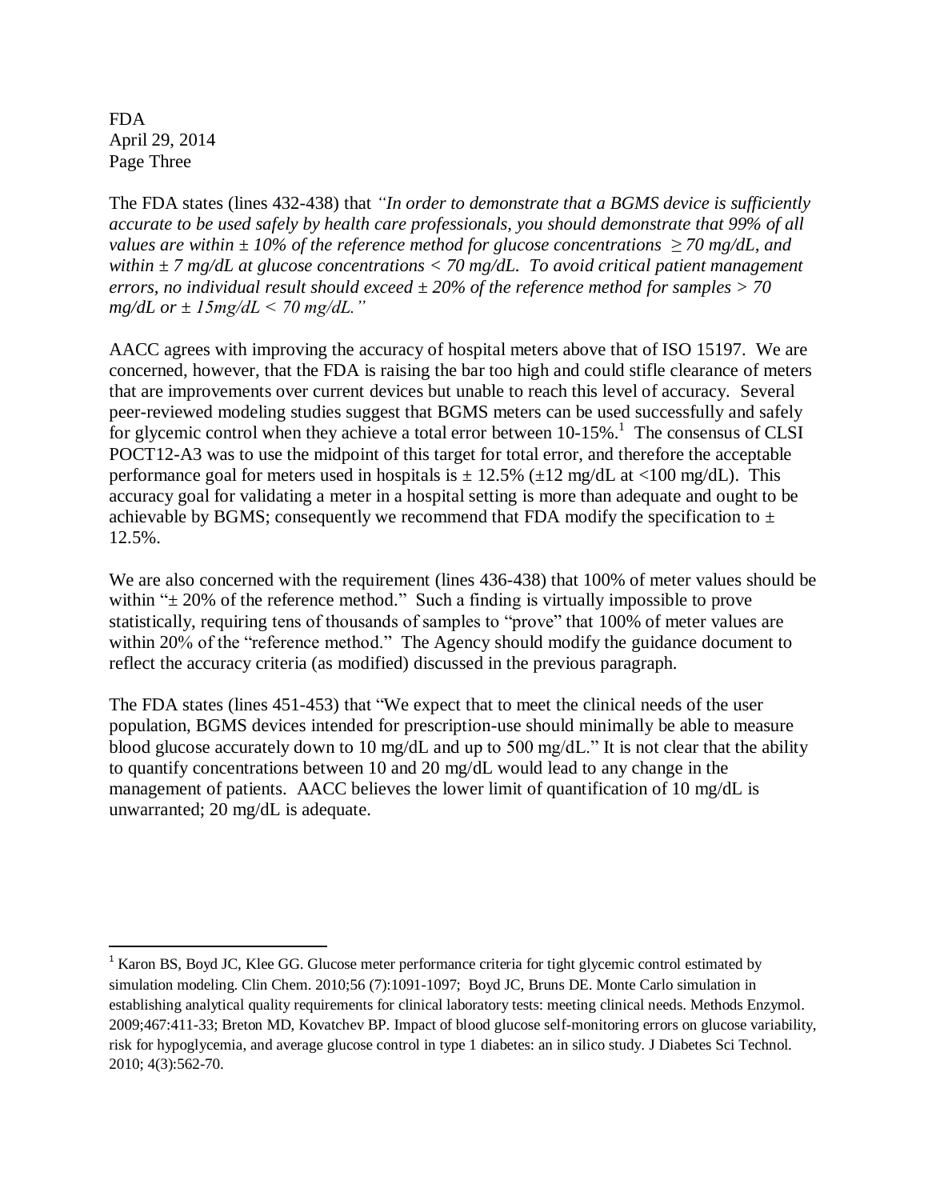The FDA states (lines 432-438) that *"In order to demonstrate that a BGMS device is sufficiently accurate to be used safely by health care professionals, you should demonstrate that 99% of all values are within ± 10% of the reference method for glucose concentrations ≥ 70 mg/dL, and within ± 7 mg/dL at glucose concentrations < 70 mg/dL. To avoid critical patient management errors, no individual result should exceed ± 20% of the reference method for samples > 70 mg/dL or ± 15mg/dL < 70 mg/dL."*

AACC agrees with improving the accuracy of hospital meters above that of ISO 15197. We are concerned, however, that the FDA is raising the bar too high and could stifle clearance of meters that are improvements over current devices but unable to reach this level of accuracy. Several peer-reviewed modeling studies suggest that BGMS meters can be used successfully and safely for glycemic control when they achieve a total error between 10-15%.[1] The consensus of CLSI POCT12-A3 was to use the midpoint of this target for total error, and therefore the acceptable performance goal for meters used in hospitals is ± 12.5% (±12 mg/dL at <100 mg/dL). This accuracy goal for validating a meter in a hospital setting is more than adequate and ought to be achievable by BGMS; consequently we recommend that FDA modify the specification to ± 12.5%.

We are also concerned with the requirement (lines 436-438) that 100% of meter values should be within "± 20% of the reference method." Such a finding is virtually impossible to prove statistically, requiring tens of thousands of samples to "prove" that 100% of meter values are within 20% of the "reference method." The Agency should modify the guidance document to reflect the accuracy criteria (as modified) discussed in the previous paragraph.

The FDA states (lines 451-453) that "We expect that to meet the clinical needs of the user population, BGMS devices intended for prescription-use should minimally be able to measure blood glucose accurately down to 10 mg/dL and up to 500 mg/dL." It is not clear that the ability to quantify concentrations between 10 and 20 mg/dL would lead to any change in the management of patients. AACC believes the lower limit of quantification of 10 mg/dL is unwarranted; 20 mg/dL is adequate.

---

[1] Karon BS, Boyd JC, Klee GG. Glucose meter performance criteria for tight glycemic control estimated by simulation modeling. Clin Chem. 2010;56 (7):1091-1097; Boyd JC, Bruns DE. Monte Carlo simulation in establishing analytical quality requirements for clinical laboratory tests: meeting clinical needs. Methods Enzymol. 2009;467:411-33; Breton MD, Kovatchev BP. Impact of blood glucose self-monitoring errors on glucose variability, risk for hypoglycemia, and average glucose control in type 1 diabetes: an in silico study. J Diabetes Sci Technol. 2010; 4(3):562-70.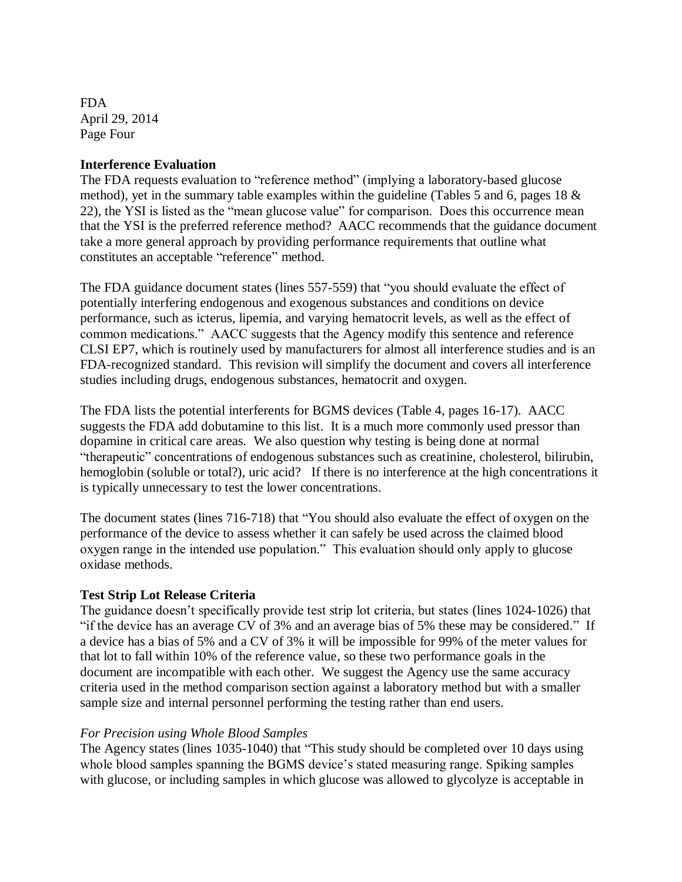## Interference Evaluation

The FDA requests evaluation to "reference method" (implying a laboratory-based glucose method), yet in the summary table examples within the guideline (Tables 5 and 6, pages 18 & 22), the YSI is listed as the "mean glucose value" for comparison. Does this occurrence mean that the YSI is the preferred reference method? AACC recommends that the guidance document take a more general approach by providing performance requirements that outline what constitutes an acceptable "reference" method.

The FDA guidance document states (lines 557-559) that "you should evaluate the effect of potentially interfering endogenous and exogenous substances and conditions on device performance, such as icterus, lipemia, and varying hematocrit levels, as well as the effect of common medications." AACC suggests that the Agency modify this sentence and reference CLSI EP7, which is routinely used by manufacturers for almost all interference studies and is an FDA-recognized standard. This revision will simplify the document and covers all interference studies including drugs, endogenous substances, hematocrit and oxygen.

The FDA lists the potential interferents for BGMS devices (Table 4, pages 16-17). AACC suggests the FDA add dobutamine to this list. It is a much more commonly used pressor than dopamine in critical care areas. We also question why testing is being done at normal "therapeutic" concentrations of endogenous substances such as creatinine, cholesterol, bilirubin, hemoglobin (soluble or total?), uric acid? If there is no interference at the high concentrations it is typically unnecessary to test the lower concentrations.

The document states (lines 716-718) that "You should also evaluate the effect of oxygen on the performance of the device to assess whether it can safely be used across the claimed blood oxygen range in the intended use population." This evaluation should only apply to glucose oxidase methods.

## Test Strip Lot Release Criteria

The guidance doesn't specifically provide test strip lot criteria, but states (lines 1024-1026) that "if the device has an average CV of 3% and an average bias of 5% these may be considered." If a device has a bias of 5% and a CV of 3% it will be impossible for 99% of the meter values for that lot to fall within 10% of the reference value, so these two performance goals in the document are incompatible with each other. We suggest the Agency use the same accuracy criteria used in the method comparison section against a laboratory method but with a smaller sample size and internal personnel performing the testing rather than end users.

*For Precision using Whole Blood Samples*

The Agency states (lines 1035-1040) that "This study should be completed over 10 days using whole blood samples spanning the BGMS device's stated measuring range. Spiking samples with glucose, or including samples in which glucose was allowed to glycolyze is acceptable in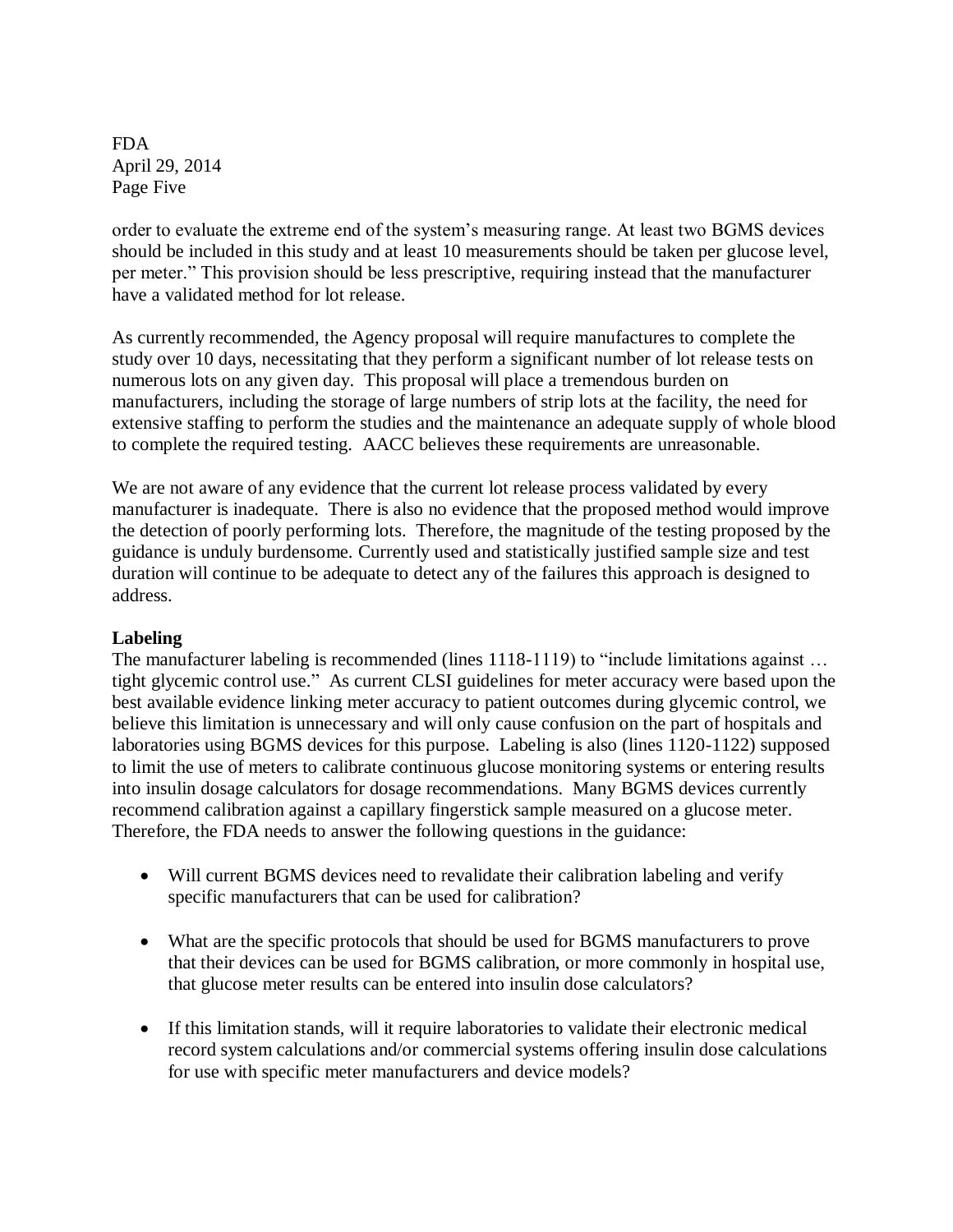order to evaluate the extreme end of the system's measuring range. At least two BGMS devices should be included in this study and at least 10 measurements should be taken per glucose level, per meter." This provision should be less prescriptive, requiring instead that the manufacturer have a validated method for lot release.

As currently recommended, the Agency proposal will require manufactures to complete the study over 10 days, necessitating that they perform a significant number of lot release tests on numerous lots on any given day. This proposal will place a tremendous burden on manufacturers, including the storage of large numbers of strip lots at the facility, the need for extensive staffing to perform the studies and the maintenance an adequate supply of whole blood to complete the required testing. AACC believes these requirements are unreasonable.

We are not aware of any evidence that the current lot release process validated by every manufacturer is inadequate. There is also no evidence that the proposed method would improve the detection of poorly performing lots. Therefore, the magnitude of the testing proposed by the guidance is unduly burdensome. Currently used and statistically justified sample size and test duration will continue to be adequate to detect any of the failures this approach is designed to address.

**Labeling**

The manufacturer labeling is recommended (lines 1118-1119) to "include limitations against … tight glycemic control use." As current CLSI guidelines for meter accuracy were based upon the best available evidence linking meter accuracy to patient outcomes during glycemic control, we believe this limitation is unnecessary and will only cause confusion on the part of hospitals and laboratories using BGMS devices for this purpose. Labeling is also (lines 1120-1122) supposed to limit the use of meters to calibrate continuous glucose monitoring systems or entering results into insulin dosage calculators for dosage recommendations. Many BGMS devices currently recommend calibration against a capillary fingerstick sample measured on a glucose meter. Therefore, the FDA needs to answer the following questions in the guidance:

- Will current BGMS devices need to revalidate their calibration labeling and verify specific manufacturers that can be used for calibration?

- What are the specific protocols that should be used for BGMS manufacturers to prove that their devices can be used for BGMS calibration, or more commonly in hospital use, that glucose meter results can be entered into insulin dose calculators?

- If this limitation stands, will it require laboratories to validate their electronic medical record system calculations and/or commercial systems offering insulin dose calculations for use with specific meter manufacturers and device models?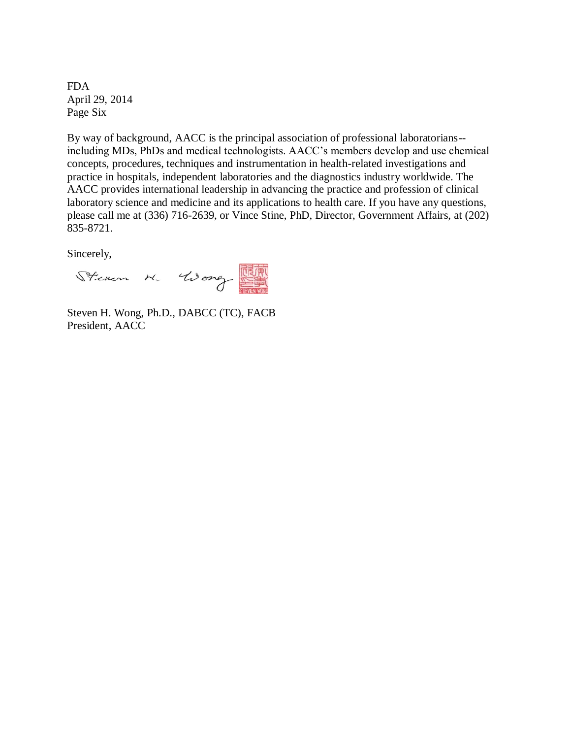By way of background, AACC is the principal association of professional laboratorians--including MDs, PhDs and medical technologists. AACC's members develop and use chemical concepts, procedures, techniques and instrumentation in health-related investigations and practice in hospitals, independent laboratories and the diagnostics industry worldwide. The AACC provides international leadership in advancing the practice and profession of clinical laboratory science and medicine and its applications to health care. If you have any questions, please call me at (336) 716-2639, or Vince Stine, PhD, Director, Government Affairs, at (202) 835-8721.

Sincerely,

Steven H. Wong

Steven H. Wong, Ph.D., DABCC (TC), FACB
President, AACC